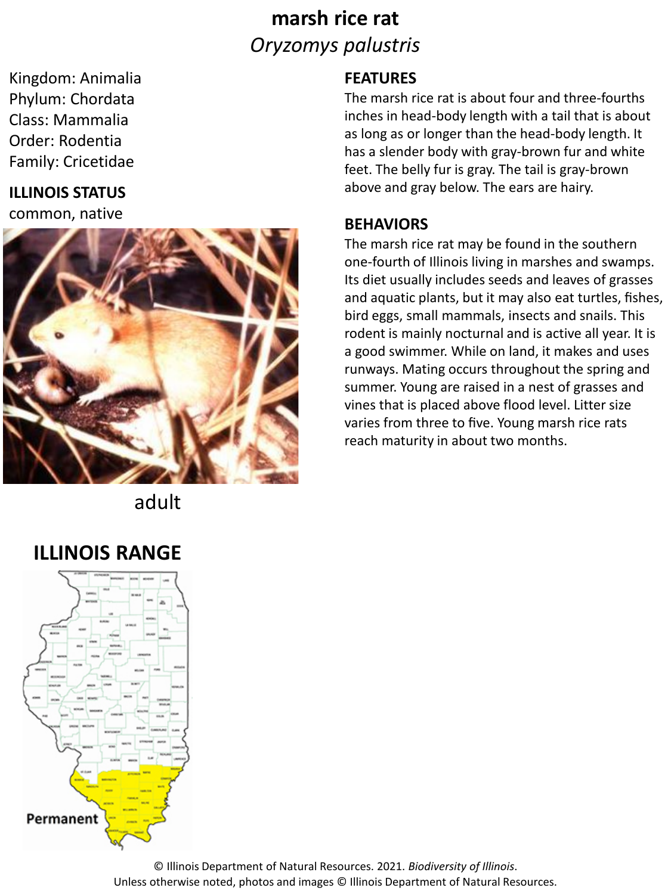# marsh rice rat

*Oryzomys palustris*

Kingdom: Animalia
Phylum: Chordata
Class: Mammalia
Order: Rodentia
Family: Cricetidae

## ILLINOIS STATUS

common, native

adult

## FEATURES

The marsh rice rat is about four and three-fourths inches in head-body length with a tail that is about as long as or longer than the head-body length. It has a slender body with gray-brown fur and white feet. The belly fur is gray. The tail is gray-brown above and gray below. The ears are hairy.

## BEHAVIORS

The marsh rice rat may be found in the southern one-fourth of Illinois living in marshes and swamps. Its diet usually includes seeds and leaves of grasses and aquatic plants, but it may also eat turtles, fishes, bird eggs, small mammals, insects and snails. This rodent is mainly nocturnal and is active all year. It is a good swimmer. While on land, it makes and uses runways. Mating occurs throughout the spring and summer. Young are raised in a nest of grasses and vines that is placed above flood level. Litter size varies from three to five. Young marsh rice rats reach maturity in about two months.

## ILLINOIS RANGE

Permanent

© Illinois Department of Natural Resources. 2021. *Biodiversity of Illinois*.
Unless otherwise noted, photos and images © Illinois Department of Natural Resources.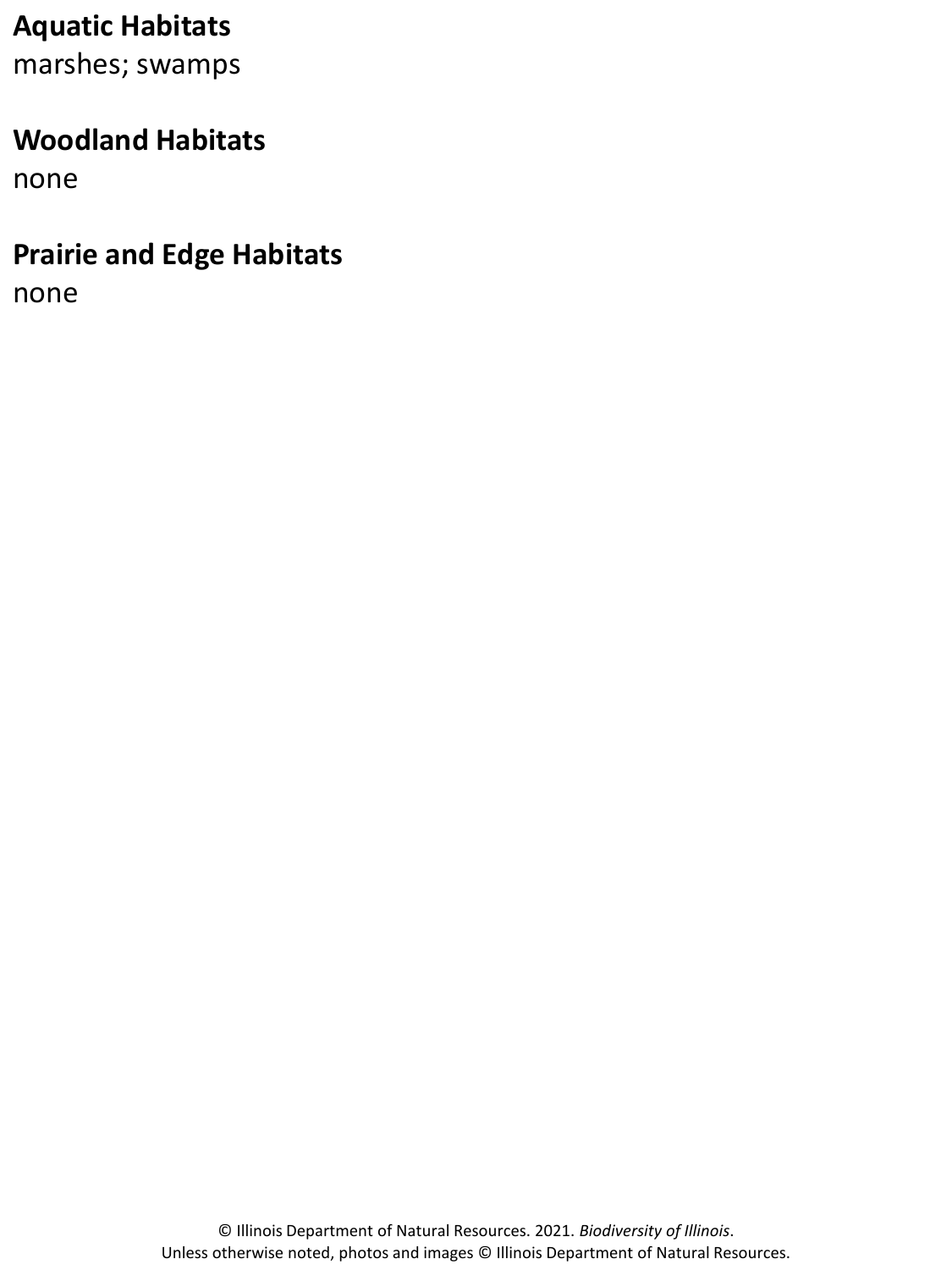**Aquatic Habitats**
marshes; swamps

**Woodland Habitats**
none

**Prairie and Edge Habitats**
none

© Illinois Department of Natural Resources. 2021. *Biodiversity of Illinois*.
Unless otherwise noted, photos and images © Illinois Department of Natural Resources.